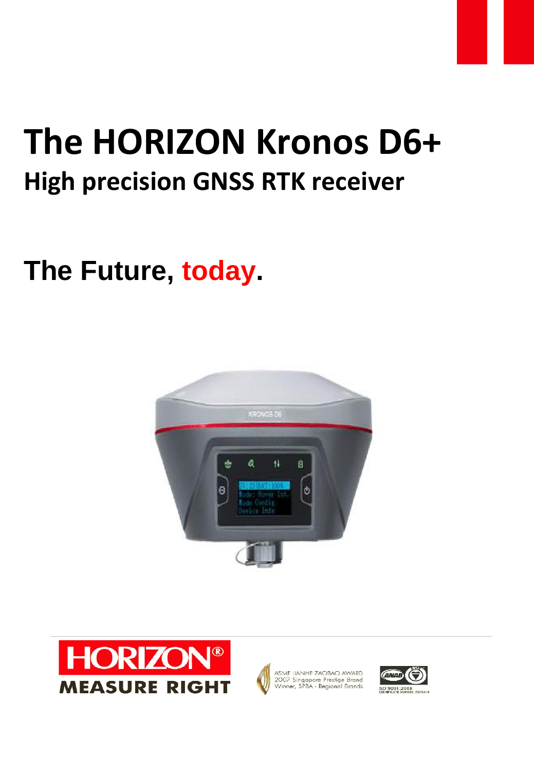# The HORIZON Kronos D6+

## High precision GNSS RTK receiver

## The Future, today.

HORIZON®

MEASURE RIGHT

ASME LIANHE ZAOBAO AWARD 2007 Singapore Prestige Brand Winner, SPBA - Regional Brands

ISO 9001:2008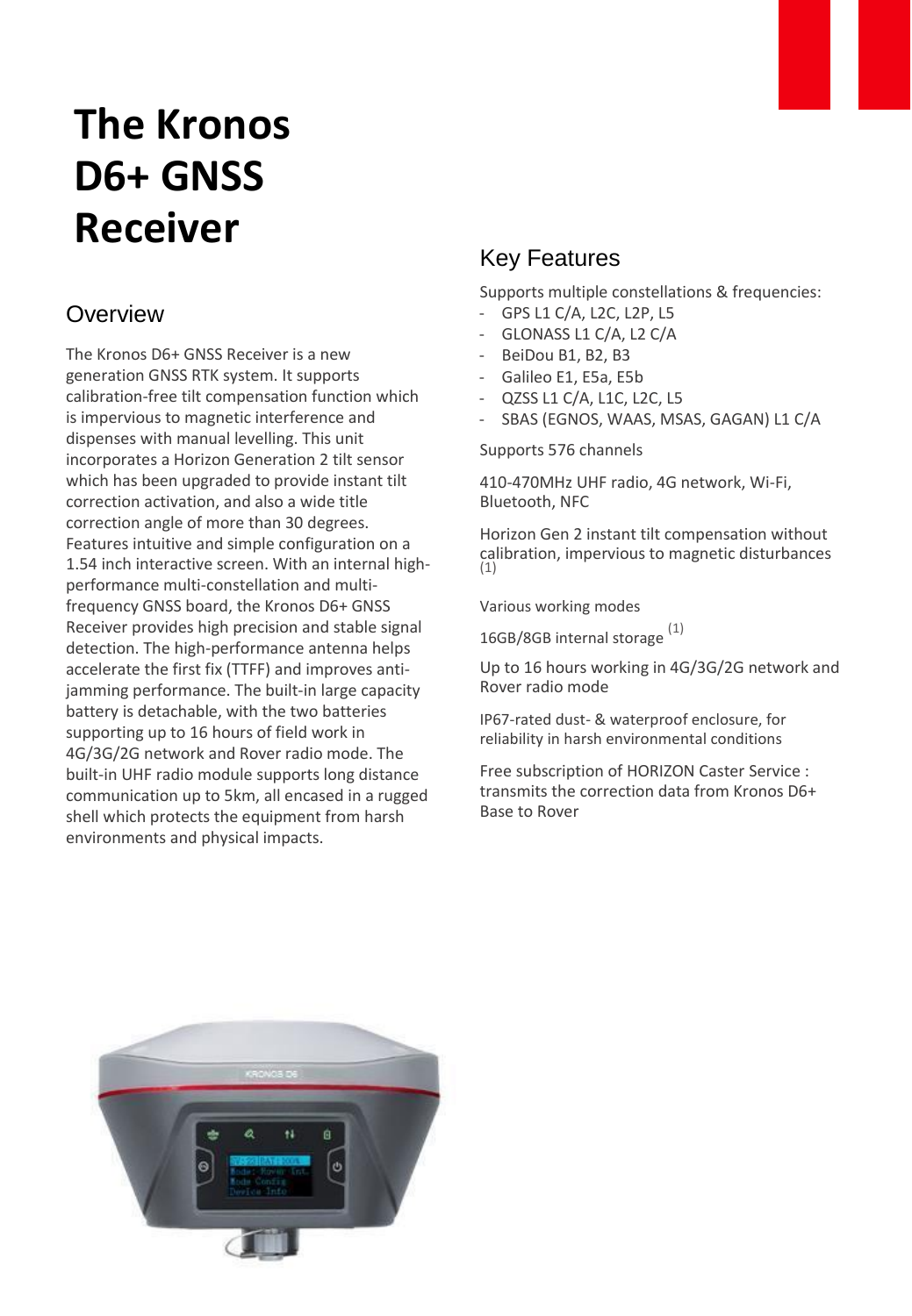# The Kronos D6+ GNSS Receiver

## Overview

The Kronos D6+ GNSS Receiver is a new generation GNSS RTK system. It supports calibration-free tilt compensation function which is impervious to magnetic interference and dispenses with manual levelling. This unit incorporates a Horizon Generation 2 tilt sensor which has been upgraded to provide instant tilt correction activation, and also a wide title correction angle of more than 30 degrees. Features intuitive and simple configuration on a 1.54 inch interactive screen. With an internal high-performance multi-constellation and multi-frequency GNSS board, the Kronos D6+ GNSS Receiver provides high precision and stable signal detection. The high-performance antenna helps accelerate the first fix (TTFF) and improves anti-jamming performance. The built-in large capacity battery is detachable, with the two batteries supporting up to 16 hours of field work in 4G/3G/2G network and Rover radio mode. The built-in UHF radio module supports long distance communication up to 5km, all encased in a rugged shell which protects the equipment from harsh environments and physical impacts.

## Key Features

Supports multiple constellations & frequencies:

- GPS L1 C/A, L2C, L2P, L5
- GLONASS L1 C/A, L2 C/A
- BeiDou B1, B2, B3
- Galileo E1, E5a, E5b
- QZSS L1 C/A, L1C, L2C, L5
- SBAS (EGNOS, WAAS, MSAS, GAGAN) L1 C/A

Supports 576 channels

410-470MHz UHF radio, 4G network, Wi-Fi, Bluetooth, NFC

Horizon Gen 2 instant tilt compensation without calibration, impervious to magnetic disturbances (1)

Various working modes

16GB/8GB internal storage (1)

Up to 16 hours working in 4G/3G/2G network and Rover radio mode

IP67-rated dust- & waterproof enclosure, for reliability in harsh environmental conditions

Free subscription of HORIZON Caster Service : transmits the correction data from Kronos D6+ Base to Rover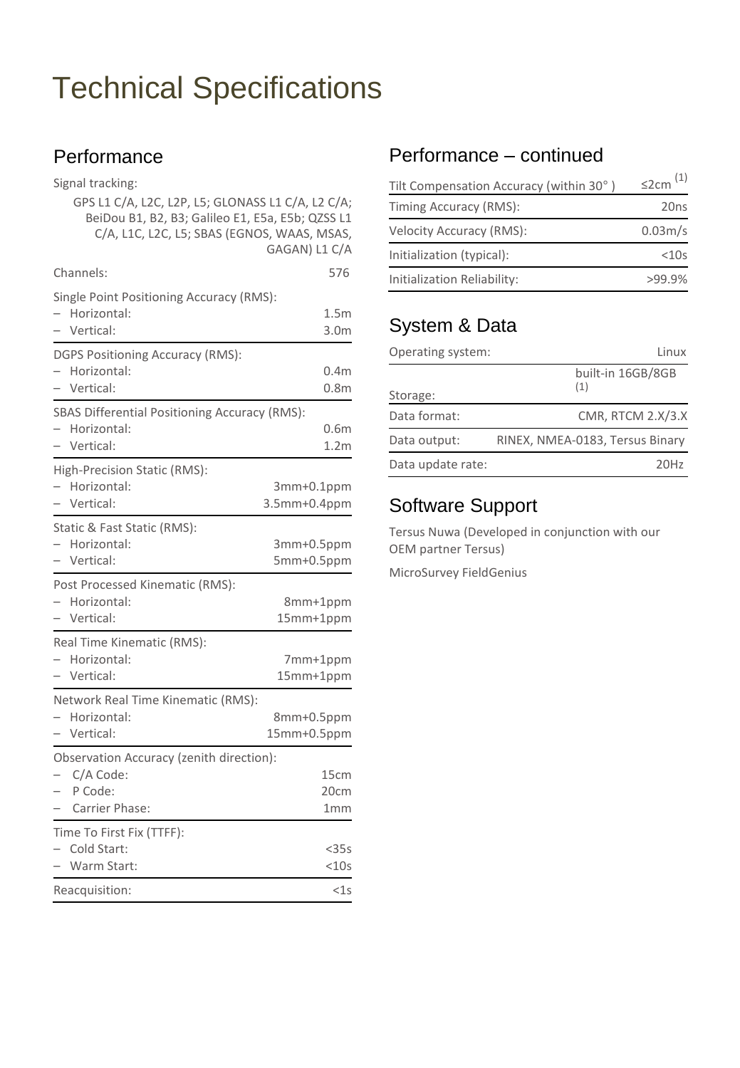# Technical Specifications

## Performance

Signal tracking:

GPS L1 C/A, L2C, L2P, L5; GLONASS L1 C/A, L2 C/A; BeiDou B1, B2, B3; Galileo E1, E5a, E5b; QZSS L1 C/A, L1C, L2C, L5; SBAS (EGNOS, WAAS, MSAS, GAGAN) L1 C/A

| | |
|---|---|
| Channels: | 576 |
| Single Point Positioning Accuracy (RMS): | |
| – Horizontal: | 1.5m |
| – Vertical: | 3.0m |
| DGPS Positioning Accuracy (RMS): | |
| – Horizontal: | 0.4m |
| – Vertical: | 0.8m |
| SBAS Differential Positioning Accuracy (RMS): | |
| – Horizontal: | 0.6m |
| – Vertical: | 1.2m |
| High-Precision Static (RMS): | |
| – Horizontal: | 3mm+0.1ppm |
| – Vertical: | 3.5mm+0.4ppm |
| Static & Fast Static (RMS): | |
| – Horizontal: | 3mm+0.5ppm |
| – Vertical: | 5mm+0.5ppm |
| Post Processed Kinematic (RMS): | |
| – Horizontal: | 8mm+1ppm |
| – Vertical: | 15mm+1ppm |
| Real Time Kinematic (RMS): | |
| – Horizontal: | 7mm+1ppm |
| – Vertical: | 15mm+1ppm |
| Network Real Time Kinematic (RMS): | |
| – Horizontal: | 8mm+0.5ppm |
| – Vertical: | 15mm+0.5ppm |
| Observation Accuracy (zenith direction): | |
| – C/A Code: | 15cm |
| – P Code: | 20cm |
| – Carrier Phase: | 1mm |
| Time To First Fix (TTFF): | |
| – Cold Start: | <35s |
| – Warm Start: | <10s |
| Reacquisition: | <1s |

## Performance – continued

| | |
|---|---|
| Tilt Compensation Accuracy (within 30° ) | ≤2cm [1] |
| Timing Accuracy (RMS): | 20ns |
| Velocity Accuracy (RMS): | 0.03m/s |
| Initialization (typical): | <10s |
| Initialization Reliability: | >99.9% |

## System & Data

| | |
|---|---|
| Operating system: | Linux |
| Storage: | built-in 16GB/8GB [1] |
| Data format: | CMR, RTCM 2.X/3.X |
| Data output: | RINEX, NMEA-0183, Tersus Binary |
| Data update rate: | 20Hz |

## Software Support

Tersus Nuwa (Developed in conjunction with our OEM partner Tersus)

MicroSurvey FieldGenius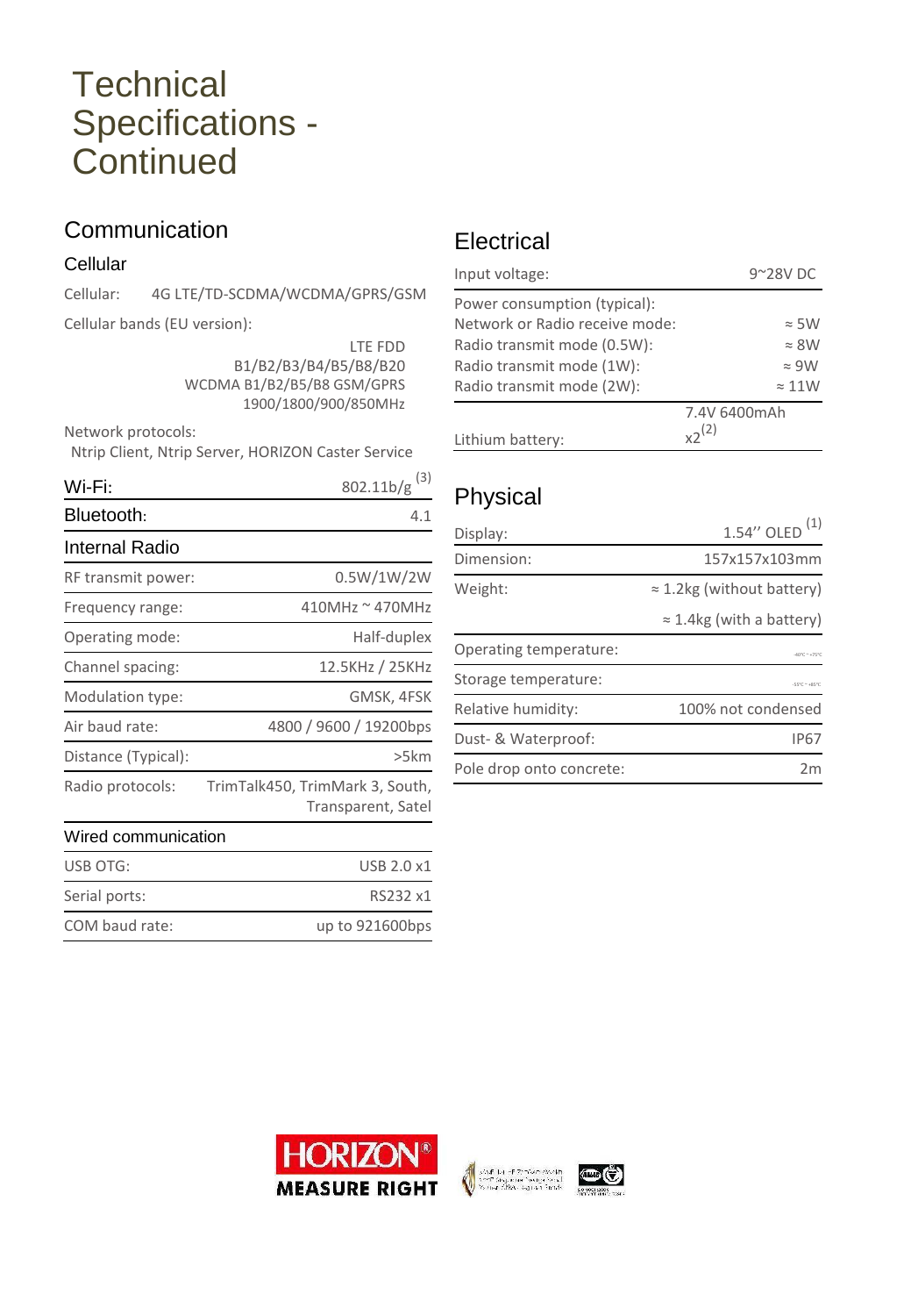# Technical Specifications - Continued

## Communication

### Cellular

Cellular: 4G LTE/TD-SCDMA/WCDMA/GPRS/GSM

Cellular bands (EU version):

LTE FDD
B1/B2/B3/B4/B5/B8/B20
WCDMA B1/B2/B5/B8 GSM/GPRS
1900/1800/900/850MHz

Network protocols:
Ntrip Client, Ntrip Server, HORIZON Caster Service

| | |
|---|---|
| Wi-Fi: | 802.11b/g [3] |
| Bluetooth: | 4.1 |

### Internal Radio

| | |
|---|---|
| RF transmit power: | 0.5W/1W/2W |
| Frequency range: | 410MHz ~ 470MHz |
| Operating mode: | Half-duplex |
| Channel spacing: | 12.5KHz / 25KHz |
| Modulation type: | GMSK, 4FSK |
| Air baud rate: | 4800 / 9600 / 19200bps |
| Distance (Typical): | >5km |
| Radio protocols: | TrimTalk450, TrimMark 3, South, Transparent, Satel |

### Wired communication

| | |
|---|---|
| USB OTG: | USB 2.0 x1 |
| Serial ports: | RS232 x1 |
| COM baud rate: | up to 921600bps |

## Electrical

| | |
|---|---|
| Input voltage: | 9~28V DC |
| Power consumption (typical): | |
| Network or Radio receive mode: | ≈ 5W |
| Radio transmit mode (0.5W): | ≈ 8W |
| Radio transmit mode (1W): | ≈ 9W |
| Radio transmit mode (2W): | ≈ 11W |
| Lithium battery: | 7.4V 6400mAh x2 [2] |

## Physical

| | |
|---|---|
| Display: | 1.54'' OLED [1] |
| Dimension: | 157x157x103mm |
| Weight: | ≈ 1.2kg (without battery) |
| | ≈ 1.4kg (with a battery) |
| Operating temperature: | -40°C ~ +75°C |
| Storage temperature: | -55°C ~ +85°C |
| Relative humidity: | 100% not condensed |
| Dust- & Waterproof: | IP67 |
| Pole drop onto concrete: | 2m |

HORIZON® MEASURE RIGHT